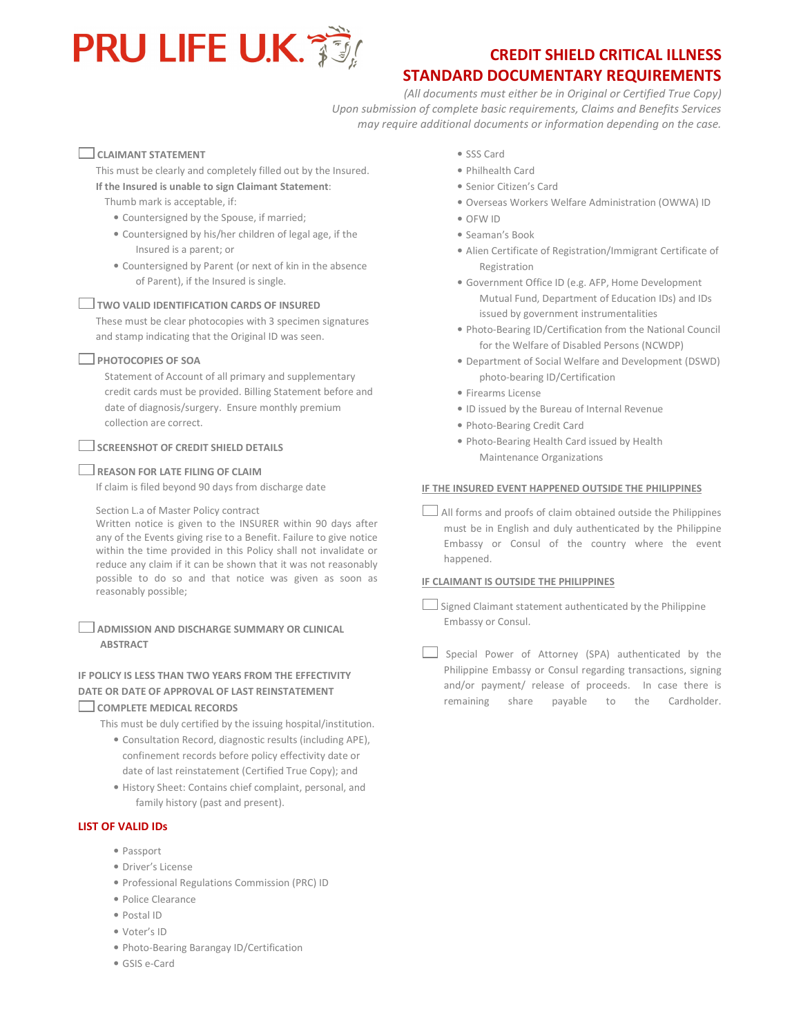PRU LIFE U.K.

# CREDIT SHIELD CRITICAL ILLNESS STANDARD DOCUMENTARY REQUIREMENTS

*(All documents must either be in Original or Certified True Copy)*
*Upon submission of complete basic requirements, Claims and Benefits Services may require additional documents or information depending on the case.*

☐ **CLAIMANT STATEMENT**

This must be clearly and completely filled out by the Insured.

**If the Insured is unable to sign Claimant Statement**:

Thumb mark is acceptable, if:

- Countersigned by the Spouse, if married;
- Countersigned by his/her children of legal age, if the Insured is a parent; or
- Countersigned by Parent (or next of kin in the absence of Parent), if the Insured is single.

☐ **TWO VALID IDENTIFICATION CARDS OF INSURED**

These must be clear photocopies with 3 specimen signatures and stamp indicating that the Original ID was seen.

☐ **PHOTOCOPIES OF SOA**

Statement of Account of all primary and supplementary credit cards must be provided. Billing Statement before and date of diagnosis/surgery. Ensure monthly premium collection are correct.

☐ **SCREENSHOT OF CREDIT SHIELD DETAILS**

☐ **REASON FOR LATE FILING OF CLAIM**

If claim is filed beyond 90 days from discharge date

Section L.a of Master Policy contract
Written notice is given to the INSURER within 90 days after any of the Events giving rise to a Benefit. Failure to give notice within the time provided in this Policy shall not invalidate or reduce any claim if it can be shown that it was not reasonably possible to do so and that notice was given as soon as reasonably possible;

☐ **ADMISSION AND DISCHARGE SUMMARY OR CLINICAL ABSTRACT**

**IF POLICY IS LESS THAN TWO YEARS FROM THE EFFECTIVITY DATE OR DATE OF APPROVAL OF LAST REINSTATEMENT**

☐ **COMPLETE MEDICAL RECORDS**

This must be duly certified by the issuing hospital/institution.

- Consultation Record, diagnostic results (including APE), confinement records before policy effectivity date or date of last reinstatement (Certified True Copy); and
- History Sheet: Contains chief complaint, personal, and family history (past and present).

## LIST OF VALID IDs

- Passport
- Driver's License
- Professional Regulations Commission (PRC) ID
- Police Clearance
- Postal ID
- Voter's ID
- Photo-Bearing Barangay ID/Certification
- GSIS e-Card
- SSS Card
- Philhealth Card
- Senior Citizen's Card
- Overseas Workers Welfare Administration (OWWA) ID
- OFW ID
- Seaman's Book
- Alien Certificate of Registration/Immigrant Certificate of Registration
- Government Office ID (e.g. AFP, Home Development Mutual Fund, Department of Education IDs) and IDs issued by government instrumentalities
- Photo-Bearing ID/Certification from the National Council for the Welfare of Disabled Persons (NCWDP)
- Department of Social Welfare and Development (DSWD) photo-bearing ID/Certification
- Firearms License
- ID issued by the Bureau of Internal Revenue
- Photo-Bearing Credit Card
- Photo-Bearing Health Card issued by Health Maintenance Organizations

**IF THE INSURED EVENT HAPPENED OUTSIDE THE PHILIPPINES**

☐ All forms and proofs of claim obtained outside the Philippines must be in English and duly authenticated by the Philippine Embassy or Consul of the country where the event happened.

**IF CLAIMANT IS OUTSIDE THE PHILIPPINES**

☐ Signed Claimant statement authenticated by the Philippine Embassy or Consul.

☐ Special Power of Attorney (SPA) authenticated by the Philippine Embassy or Consul regarding transactions, signing and/or payment/ release of proceeds. In case there is remaining share payable to the Cardholder.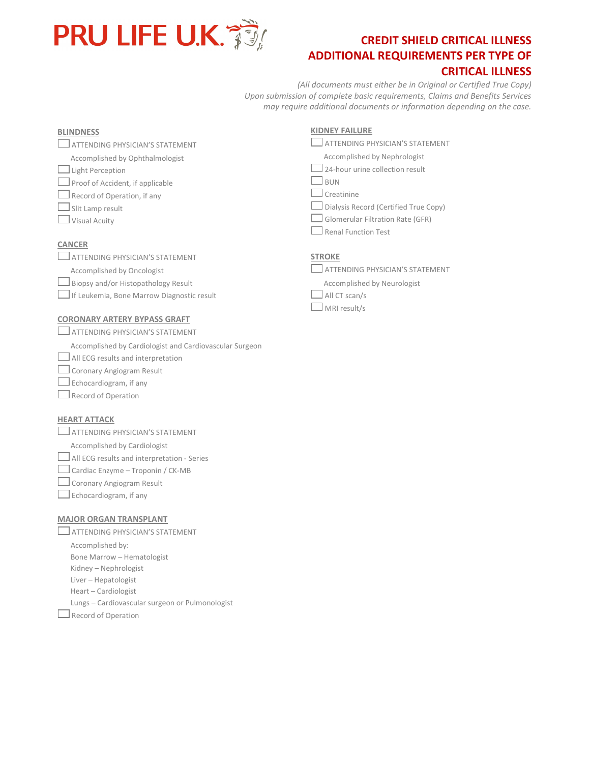PRU LIFE U.K.

# CREDIT SHIELD CRITICAL ILLNESS ADDITIONAL REQUIREMENTS PER TYPE OF CRITICAL ILLNESS

*(All documents must either be in Original or Certified True Copy)*
*Upon submission of complete basic requirements, Claims and Benefits Services may require additional documents or information depending on the case.*

## BLINDNESS

- [ ] ATTENDING PHYSICIAN'S STATEMENT
  Accomplished by Ophthalmologist
- [ ] Light Perception
- [ ] Proof of Accident, if applicable
- [ ] Record of Operation, if any
- [ ] Slit Lamp result
- [ ] Visual Acuity

## CANCER

- [ ] ATTENDING PHYSICIAN'S STATEMENT
  Accomplished by Oncologist
- [ ] Biopsy and/or Histopathology Result
- [ ] If Leukemia, Bone Marrow Diagnostic result

## CORONARY ARTERY BYPASS GRAFT

- [ ] ATTENDING PHYSICIAN'S STATEMENT
  Accomplished by Cardiologist and Cardiovascular Surgeon
- [ ] All ECG results and interpretation
- [ ] Coronary Angiogram Result
- [ ] Echocardiogram, if any
- [ ] Record of Operation

## HEART ATTACK

- [ ] ATTENDING PHYSICIAN'S STATEMENT
  Accomplished by Cardiologist
- [ ] All ECG results and interpretation - Series
- [ ] Cardiac Enzyme – Troponin / CK-MB
- [ ] Coronary Angiogram Result
- [ ] Echocardiogram, if any

## MAJOR ORGAN TRANSPLANT

- [ ] ATTENDING PHYSICIAN'S STATEMENT
  Accomplished by:
  Bone Marrow – Hematologist
  Kidney – Nephrologist
  Liver – Hepatologist
  Heart – Cardiologist
  Lungs – Cardiovascular surgeon or Pulmonologist
- [ ] Record of Operation

## KIDNEY FAILURE

- [ ] ATTENDING PHYSICIAN'S STATEMENT
  Accomplished by Nephrologist
- [ ] 24-hour urine collection result
- [ ] BUN
- [ ] Creatinine
- [ ] Dialysis Record (Certified True Copy)
- [ ] Glomerular Filtration Rate (GFR)
- [ ] Renal Function Test

## STROKE

- [ ] ATTENDING PHYSICIAN'S STATEMENT
  Accomplished by Neurologist
- [ ] All CT scan/s
- [ ] MRI result/s